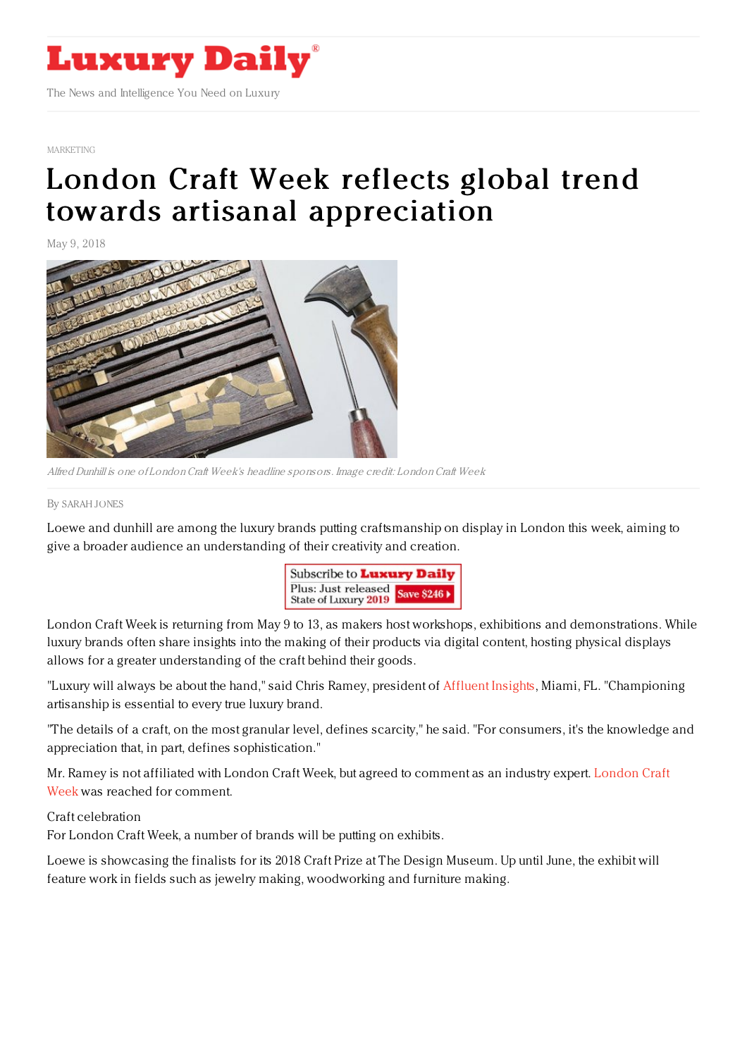# Luxury Daily

The News and Intelligence You Need on Luxury

MARKETING

# London Craft Week reflects global trend towards artisanal appreciation

May 9, 2018

*Alfred Dunhill is one of London Craft Week's headline sponsors. Image credit: London Craft Week*

By SARAH JONES

Loewe and dunhill are among the luxury brands putting craftsmanship on display in London this week, aiming to give a broader audience an understanding of their creativity and creation.

London Craft Week is returning from May 9 to 13, as makers host workshops, exhibitions and demonstrations. While luxury brands often share insights into the making of their products via digital content, hosting physical displays allows for a greater understanding of the craft behind their goods.

"Luxury will always be about the hand," said Chris Ramey, president of Affluent Insights, Miami, FL. "Championing artisanship is essential to every true luxury brand.

"The details of a craft, on the most granular level, defines scarcity," he said. "For consumers, it's the knowledge and appreciation that, in part, defines sophistication."

Mr. Ramey is not affiliated with London Craft Week, but agreed to comment as an industry expert. London Craft Week was reached for comment.

Craft celebration

For London Craft Week, a number of brands will be putting on exhibits.

Loewe is showcasing the finalists for its 2018 Craft Prize at The Design Museum. Up until June, the exhibit will feature work in fields such as jewelry making, woodworking and furniture making.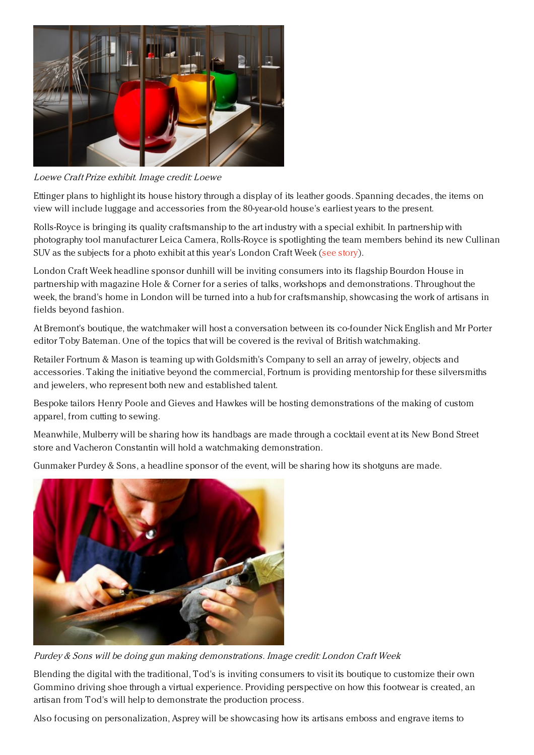*Loewe Craft Prize exhibit. Image credit: Loewe*

Ettinger plans to highlight its house history through a display of its leather goods. Spanning decades, the items on view will include luggage and accessories from the 80-year-old house's earliest years to the present.

Rolls-Royce is bringing its quality craftsmanship to the art industry with a special exhibit. In partnership with photography tool manufacturer Leica Camera, Rolls-Royce is spotlighting the team members behind its new Cullinan SUV as the subjects for a photo exhibit at this year's London Craft Week (see story).

London Craft Week headline sponsor dunhill will be inviting consumers into its flagship Bourdon House in partnership with magazine Hole & Corner for a series of talks, workshops and demonstrations. Throughout the week, the brand's home in London will be turned into a hub for craftsmanship, showcasing the work of artisans in fields beyond fashion.

At Bremont's boutique, the watchmaker will host a conversation between its co-founder Nick English and Mr Porter editor Toby Bateman. One of the topics that will be covered is the revival of British watchmaking.

Retailer Fortnum & Mason is teaming up with Goldsmith's Company to sell an array of jewelry, objects and accessories. Taking the initiative beyond the commercial, Fortnum is providing mentorship for these silversmiths and jewelers, who represent both new and established talent.

Bespoke tailors Henry Poole and Gieves and Hawkes will be hosting demonstrations of the making of custom apparel, from cutting to sewing.

Meanwhile, Mulberry will be sharing how its handbags are made through a cocktail event at its New Bond Street store and Vacheron Constantin will hold a watchmaking demonstration.

Gunmaker Purdey & Sons, a headline sponsor of the event, will be sharing how its shotguns are made.

*Purdey & Sons will be doing gun making demonstrations. Image credit: London Craft Week*

Blending the digital with the traditional, Tod's is inviting consumers to visit its boutique to customize their own Gommino driving shoe through a virtual experience. Providing perspective on how this footwear is created, an artisan from Tod's will help to demonstrate the production process.

Also focusing on personalization, Asprey will be showcasing how its artisans emboss and engrave items to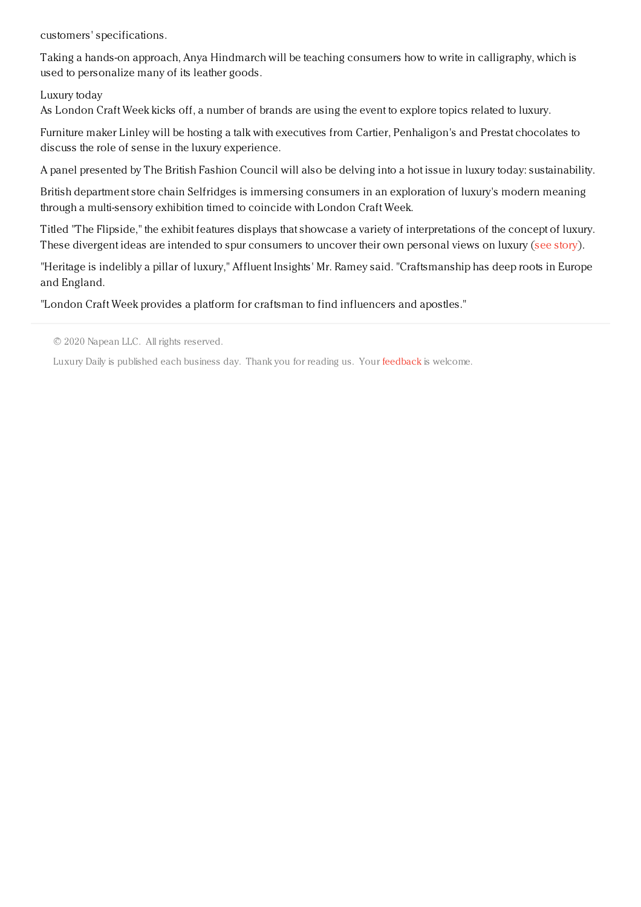customers' specifications.

Taking a hands-on approach, Anya Hindmarch will be teaching consumers how to write in calligraphy, which is used to personalize many of its leather goods.

## Luxury today

As London Craft Week kicks off, a number of brands are using the event to explore topics related to luxury.

Furniture maker Linley will be hosting a talk with executives from Cartier, Penhaligon's and Prestat chocolates to discuss the role of sense in the luxury experience.

A panel presented by The British Fashion Council will also be delving into a hot issue in luxury today: sustainability.

British department store chain Selfridges is immersing consumers in an exploration of luxury's modern meaning through a multi-sensory exhibition timed to coincide with London Craft Week.

Titled "The Flipside," the exhibit features displays that showcase a variety of interpretations of the concept of luxury. These divergent ideas are intended to spur consumers to uncover their own personal views on luxury (see story).

"Heritage is indelibly a pillar of luxury," Affluent Insights' Mr. Ramey said. "Craftsmanship has deep roots in Europe and England.

"London Craft Week provides a platform for craftsman to find influencers and apostles."

---

© 2020 Napean LLC. All rights reserved.

Luxury Daily is published each business day. Thank you for reading us. Your feedback is welcome.